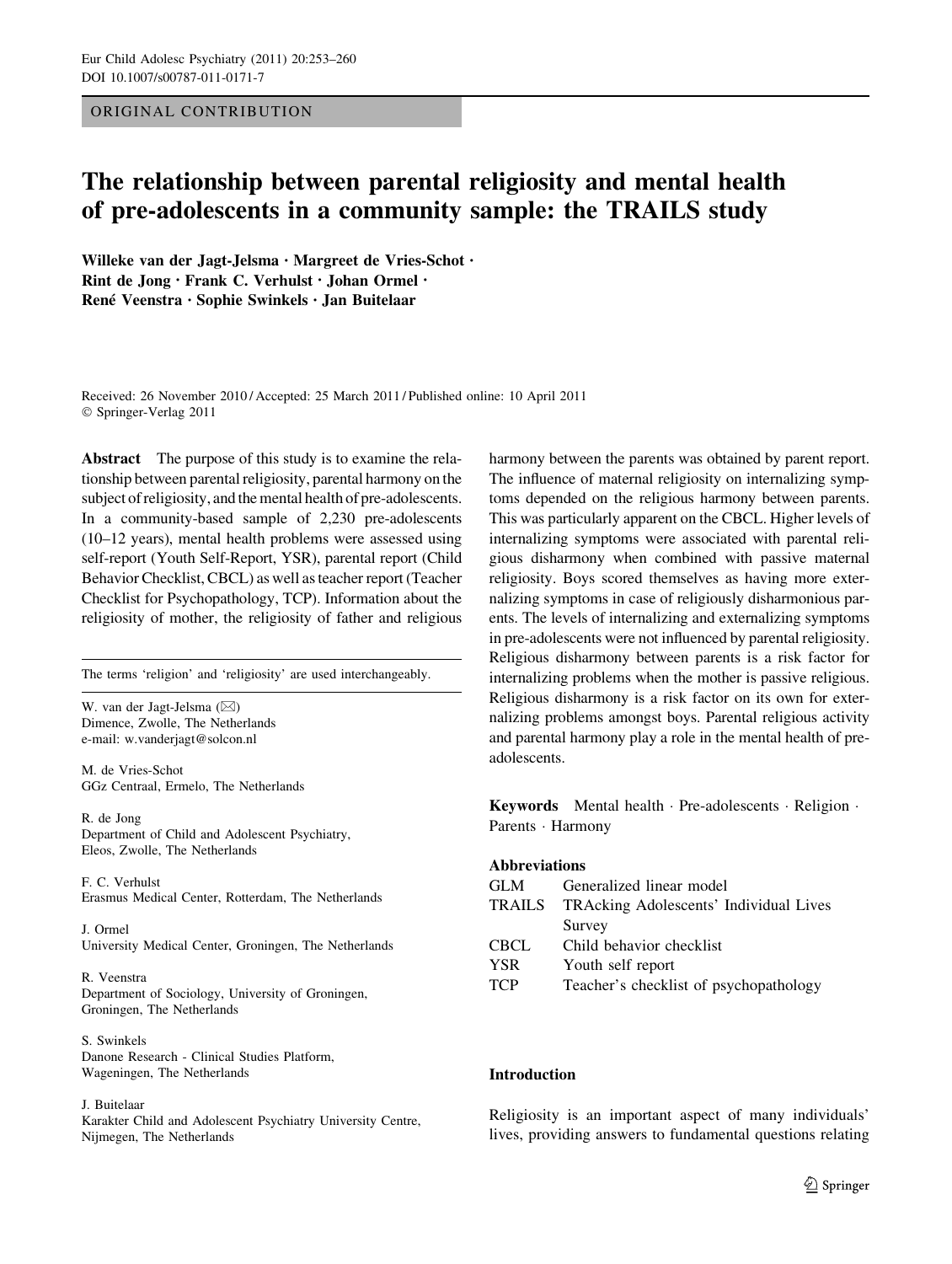ORIGINAL CONTRIBUTION

# The relationship between parental religiosity and mental health of pre-adolescents in a community sample: the TRAILS study

Willeke van der Jagt-Jelsma · Margreet de Vries-Schot · Rint de Jong · Frank C. Verhulst · Johan Ormel · René Veenstra · Sophie Swinkels · Jan Buitelaar

Received: 26 November 2010 / Accepted: 25 March 2011 / Published online: 10 April 2011
© Springer-Verlag 2011

**Abstract** The purpose of this study is to examine the relationship between parental religiosity, parental harmony on the subject of religiosity, and the mental health of pre-adolescents. In a community-based sample of 2,230 pre-adolescents (10–12 years), mental health problems were assessed using self-report (Youth Self-Report, YSR), parental report (Child Behavior Checklist, CBCL) as well as teacher report (Teacher Checklist for Psychopathology, TCP). Information about the religiosity of mother, the religiosity of father and religious harmony between the parents was obtained by parent report. The influence of maternal religiosity on internalizing symptoms depended on the religious harmony between parents. This was particularly apparent on the CBCL. Higher levels of internalizing symptoms were associated with parental religious disharmony when combined with passive maternal religiosity. Boys scored themselves as having more externalizing symptoms in case of religiously disharmonious parents. The levels of internalizing and externalizing symptoms in pre-adolescents were not influenced by parental religiosity. Religious disharmony between parents is a risk factor for internalizing problems when the mother is passive religious. Religious disharmony is a risk factor on its own for externalizing problems amongst boys. Parental religious activity and parental harmony play a role in the mental health of pre-adolescents.

**Keywords** Mental health · Pre-adolescents · Religion · Parents · Harmony

The terms 'religion' and 'religiosity' are used interchangeably.

W. van der Jagt-Jelsma (✉)
Dimence, Zwolle, The Netherlands
e-mail: w.vanderjagt@solcon.nl

M. de Vries-Schot
GGz Centraal, Ermelo, The Netherlands

R. de Jong
Department of Child and Adolescent Psychiatry, Eleos, Zwolle, The Netherlands

F. C. Verhulst
Erasmus Medical Center, Rotterdam, The Netherlands

J. Ormel
University Medical Center, Groningen, The Netherlands

R. Veenstra
Department of Sociology, University of Groningen, Groningen, The Netherlands

S. Swinkels
Danone Research - Clinical Studies Platform, Wageningen, The Netherlands

J. Buitelaar
Karakter Child and Adolescent Psychiatry University Centre, Nijmegen, The Netherlands

**Abbreviations**

| | |
|---|---|
| GLM | Generalized linear model |
| TRAILS | TRAcking Adolescents' Individual Lives Survey |
| CBCL | Child behavior checklist |
| YSR | Youth self report |
| TCP | Teacher's checklist of psychopathology |

## Introduction

Religiosity is an important aspect of many individuals' lives, providing answers to fundamental questions relating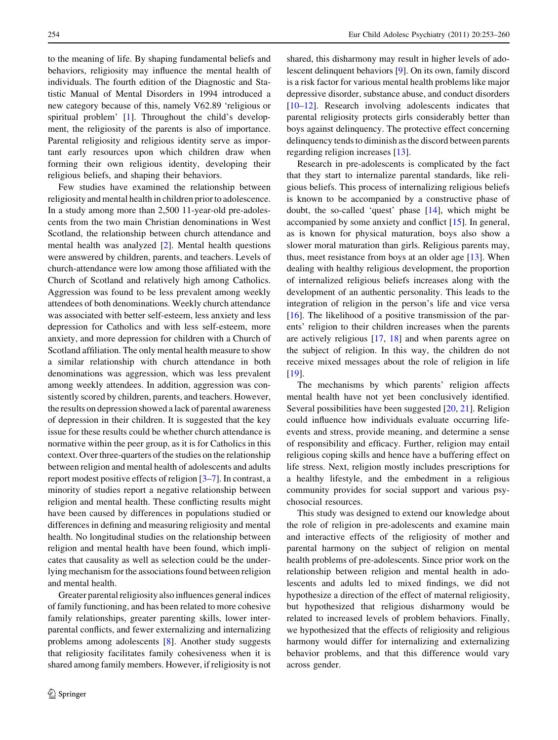to the meaning of life. By shaping fundamental beliefs and behaviors, religiosity may influence the mental health of individuals. The fourth edition of the Diagnostic and Statistic Manual of Mental Disorders in 1994 introduced a new category because of this, namely V62.89 'religious or spiritual problem' [1]. Throughout the child's development, the religiosity of the parents is also of importance. Parental religiosity and religious identity serve as important early resources upon which children draw when forming their own religious identity, developing their religious beliefs, and shaping their behaviors.

Few studies have examined the relationship between religiosity and mental health in children prior to adolescence. In a study among more than 2,500 11-year-old pre-adolescents from the two main Christian denominations in West Scotland, the relationship between church attendance and mental health was analyzed [2]. Mental health questions were answered by children, parents, and teachers. Levels of church-attendance were low among those affiliated with the Church of Scotland and relatively high among Catholics. Aggression was found to be less prevalent among weekly attendees of both denominations. Weekly church attendance was associated with better self-esteem, less anxiety and less depression for Catholics and with less self-esteem, more anxiety, and more depression for children with a Church of Scotland affiliation. The only mental health measure to show a similar relationship with church attendance in both denominations was aggression, which was less prevalent among weekly attendees. In addition, aggression was consistently scored by children, parents, and teachers. However, the results on depression showed a lack of parental awareness of depression in their children. It is suggested that the key issue for these results could be whether church attendance is normative within the peer group, as it is for Catholics in this context. Over three-quarters of the studies on the relationship between religion and mental health of adolescents and adults report modest positive effects of religion [3–7]. In contrast, a minority of studies report a negative relationship between religion and mental health. These conflicting results might have been caused by differences in populations studied or differences in defining and measuring religiosity and mental health. No longitudinal studies on the relationship between religion and mental health have been found, which implicates that causality as well as selection could be the underlying mechanism for the associations found between religion and mental health.

Greater parental religiosity also influences general indices of family functioning, and has been related to more cohesive family relationships, greater parenting skills, lower inter-parental conflicts, and fewer externalizing and internalizing problems among adolescents [8]. Another study suggests that religiosity facilitates family cohesiveness when it is shared among family members. However, if religiosity is not shared, this disharmony may result in higher levels of adolescent delinquent behaviors [9]. On its own, family discord is a risk factor for various mental health problems like major depressive disorder, substance abuse, and conduct disorders [10–12]. Research involving adolescents indicates that parental religiosity protects girls considerably better than boys against delinquency. The protective effect concerning delinquency tends to diminish as the discord between parents regarding religion increases [13].

Research in pre-adolescents is complicated by the fact that they start to internalize parental standards, like religious beliefs. This process of internalizing religious beliefs is known to be accompanied by a constructive phase of doubt, the so-called 'quest' phase [14], which might be accompanied by some anxiety and conflict [15]. In general, as is known for physical maturation, boys also show a slower moral maturation than girls. Religious parents may, thus, meet resistance from boys at an older age [13]. When dealing with healthy religious development, the proportion of internalized religious beliefs increases along with the development of an authentic personality. This leads to the integration of religion in the person's life and vice versa [16]. The likelihood of a positive transmission of the parents' religion to their children increases when the parents are actively religious [17, 18] and when parents agree on the subject of religion. In this way, the children do not receive mixed messages about the role of religion in life [19].

The mechanisms by which parents' religion affects mental health have not yet been conclusively identified. Several possibilities have been suggested [20, 21]. Religion could influence how individuals evaluate occurring life-events and stress, provide meaning, and determine a sense of responsibility and efficacy. Further, religion may entail religious coping skills and hence have a buffering effect on life stress. Next, religion mostly includes prescriptions for a healthy lifestyle, and the embedment in a religious community provides for social support and various psychosocial resources.

This study was designed to extend our knowledge about the role of religion in pre-adolescents and examine main and interactive effects of the religiosity of mother and parental harmony on the subject of religion on mental health problems of pre-adolescents. Since prior work on the relationship between religion and mental health in adolescents and adults led to mixed findings, we did not hypothesize a direction of the effect of maternal religiosity, but hypothesized that religious disharmony would be related to increased levels of problem behaviors. Finally, we hypothesized that the effects of religiosity and religious harmony would differ for internalizing and externalizing behavior problems, and that this difference would vary across gender.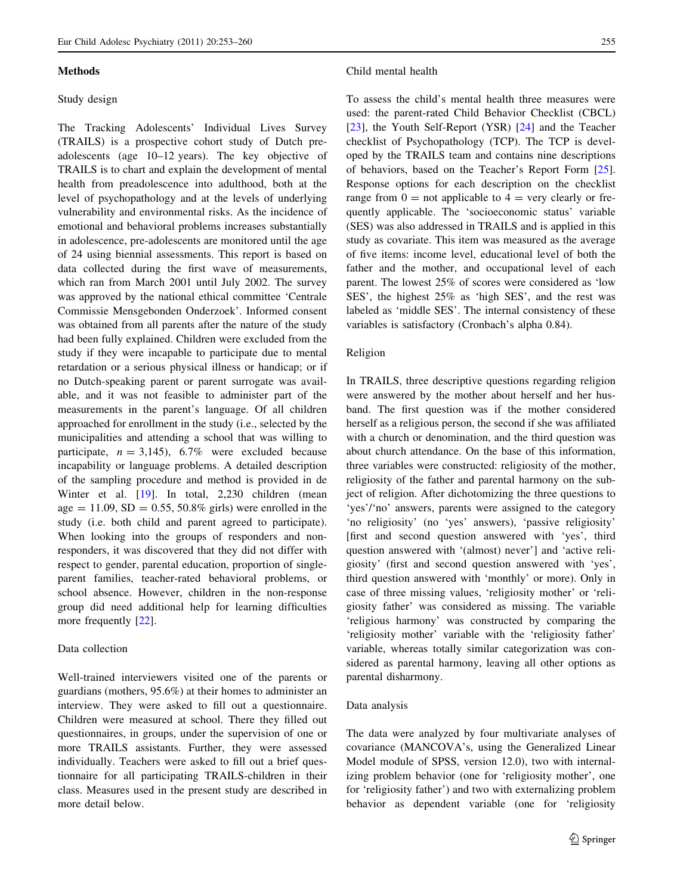## Methods

### Study design

The Tracking Adolescents' Individual Lives Survey (TRAILS) is a prospective cohort study of Dutch preadolescents (age 10–12 years). The key objective of TRAILS is to chart and explain the development of mental health from preadolescence into adulthood, both at the level of psychopathology and at the levels of underlying vulnerability and environmental risks. As the incidence of emotional and behavioral problems increases substantially in adolescence, pre-adolescents are monitored until the age of 24 using biennial assessments. This report is based on data collected during the first wave of measurements, which ran from March 2001 until July 2002. The survey was approved by the national ethical committee 'Centrale Commissie Mensgebonden Onderzoek'. Informed consent was obtained from all parents after the nature of the study had been fully explained. Children were excluded from the study if they were incapable to participate due to mental retardation or a serious physical illness or handicap; or if no Dutch-speaking parent or parent surrogate was available, and it was not feasible to administer part of the measurements in the parent's language. Of all children approached for enrollment in the study (i.e., selected by the municipalities and attending a school that was willing to participate, $n = 3{,}145$), 6.7% were excluded because incapability or language problems. A detailed description of the sampling procedure and method is provided in de Winter et al. [19]. In total, 2,230 children (mean age = 11.09, SD = 0.55, 50.8% girls) were enrolled in the study (i.e. both child and parent agreed to participate). When looking into the groups of responders and nonresponders, it was discovered that they did not differ with respect to gender, parental education, proportion of single-parent families, teacher-rated behavioral problems, or school absence. However, children in the non-response group did need additional help for learning difficulties more frequently [22].

### Data collection

Well-trained interviewers visited one of the parents or guardians (mothers, 95.6%) at their homes to administer an interview. They were asked to fill out a questionnaire. Children were measured at school. There they filled out questionnaires, in groups, under the supervision of one or more TRAILS assistants. Further, they were assessed individually. Teachers were asked to fill out a brief questionnaire for all participating TRAILS-children in their class. Measures used in the present study are described in more detail below.

### Child mental health

To assess the child's mental health three measures were used: the parent-rated Child Behavior Checklist (CBCL) [23], the Youth Self-Report (YSR) [24] and the Teacher checklist of Psychopathology (TCP). The TCP is developed by the TRAILS team and contains nine descriptions of behaviors, based on the Teacher's Report Form [25]. Response options for each description on the checklist range from 0 = not applicable to 4 = very clearly or frequently applicable. The 'socioeconomic status' variable (SES) was also addressed in TRAILS and is applied in this study as covariate. This item was measured as the average of five items: income level, educational level of both the father and the mother, and occupational level of each parent. The lowest 25% of scores were considered as 'low SES', the highest 25% as 'high SES', and the rest was labeled as 'middle SES'. The internal consistency of these variables is satisfactory (Cronbach's alpha 0.84).

### Religion

In TRAILS, three descriptive questions regarding religion were answered by the mother about herself and her husband. The first question was if the mother considered herself as a religious person, the second if she was affiliated with a church or denomination, and the third question was about church attendance. On the base of this information, three variables were constructed: religiosity of the mother, religiosity of the father and parental harmony on the subject of religion. After dichotomizing the three questions to 'yes'/'no' answers, parents were assigned to the category 'no religiosity' (no 'yes' answers), 'passive religiosity' [first and second question answered with 'yes', third question answered with '(almost) never'] and 'active religiosity' (first and second question answered with 'yes', third question answered with 'monthly' or more). Only in case of three missing values, 'religiosity mother' or 'religiosity father' was considered as missing. The variable 'religious harmony' was constructed by comparing the 'religiosity mother' variable with the 'religiosity father' variable, whereas totally similar categorization was considered as parental harmony, leaving all other options as parental disharmony.

### Data analysis

The data were analyzed by four multivariate analyses of covariance (MANCOVA's, using the Generalized Linear Model module of SPSS, version 12.0), two with internalizing problem behavior (one for 'religiosity mother', one for 'religiosity father') and two with externalizing problem behavior as dependent variable (one for 'religiosity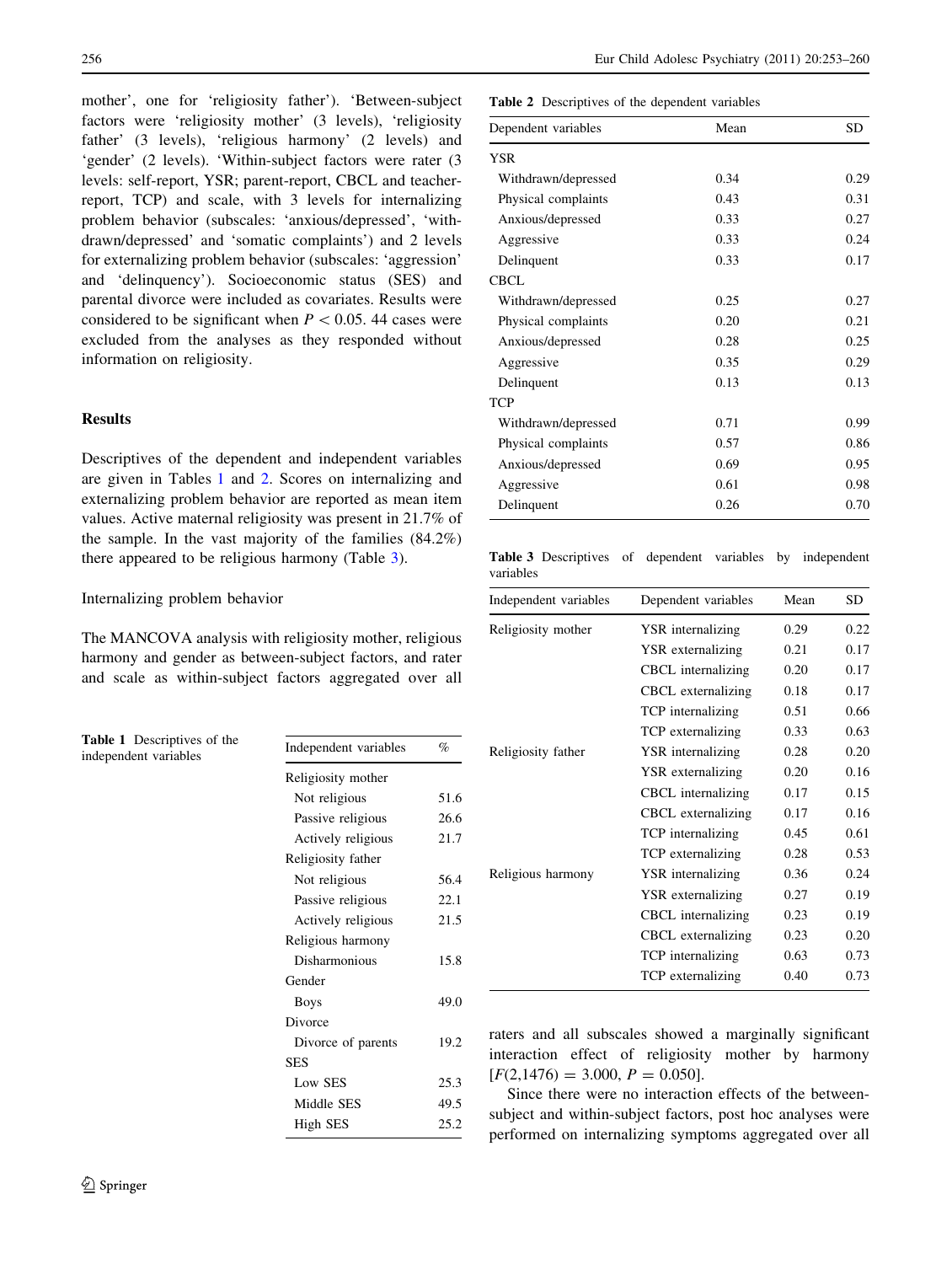mother', one for 'religiosity father'). 'Between-subject factors were 'religiosity mother' (3 levels), 'religiosity father' (3 levels), 'religious harmony' (2 levels) and 'gender' (2 levels). 'Within-subject factors were rater (3 levels: self-report, YSR; parent-report, CBCL and teacher-report, TCP) and scale, with 3 levels for internalizing problem behavior (subscales: 'anxious/depressed', 'withdrawn/depressed' and 'somatic complaints') and 2 levels for externalizing problem behavior (subscales: 'aggression' and 'delinquency'). Socioeconomic status (SES) and parental divorce were included as covariates. Results were considered to be significant when $P < 0.05$. 44 cases were excluded from the analyses as they responded without information on religiosity.

## Results

Descriptives of the dependent and independent variables are given in Tables 1 and 2. Scores on internalizing and externalizing problem behavior are reported as mean item values. Active maternal religiosity was present in 21.7% of the sample. In the vast majority of the families (84.2%) there appeared to be religious harmony (Table 3).

### Internalizing problem behavior

The MANCOVA analysis with religiosity mother, religious harmony and gender as between-subject factors, and rater and scale as within-subject factors aggregated over all raters and all subscales showed a marginally significant interaction effect of religiosity mother by harmony [$F(2,1476) = 3.000$, $P = 0.050$].

Since there were no interaction effects of the between-subject and within-subject factors, post hoc analyses were performed on internalizing symptoms aggregated over all

**Table 1** Descriptives of the independent variables

| Independent variables | % |
|---|---|
| Religiosity mother | |
| Not religious | 51.6 |
| Passive religious | 26.6 |
| Actively religious | 21.7 |
| Religiosity father | |
| Not religious | 56.4 |
| Passive religious | 22.1 |
| Actively religious | 21.5 |
| Religious harmony | |
| Disharmonious | 15.8 |
| Gender | |
| Boys | 49.0 |
| Divorce | |
| Divorce of parents | 19.2 |
| SES | |
| Low SES | 25.3 |
| Middle SES | 49.5 |
| High SES | 25.2 |

**Table 2** Descriptives of the dependent variables

| Dependent variables | Mean | SD |
|---|---|---|
| YSR | | |
| Withdrawn/depressed | 0.34 | 0.29 |
| Physical complaints | 0.43 | 0.31 |
| Anxious/depressed | 0.33 | 0.27 |
| Aggressive | 0.33 | 0.24 |
| Delinquent | 0.33 | 0.17 |
| CBCL | | |
| Withdrawn/depressed | 0.25 | 0.27 |
| Physical complaints | 0.20 | 0.21 |
| Anxious/depressed | 0.28 | 0.25 |
| Aggressive | 0.35 | 0.29 |
| Delinquent | 0.13 | 0.13 |
| TCP | | |
| Withdrawn/depressed | 0.71 | 0.99 |
| Physical complaints | 0.57 | 0.86 |
| Anxious/depressed | 0.69 | 0.95 |
| Aggressive | 0.61 | 0.98 |
| Delinquent | 0.26 | 0.70 |

**Table 3** Descriptives of dependent variables by independent variables

| Independent variables | Dependent variables | Mean | SD |
|---|---|---|---|
| Religiosity mother | YSR internalizing | 0.29 | 0.22 |
| | YSR externalizing | 0.21 | 0.17 |
| | CBCL internalizing | 0.20 | 0.17 |
| | CBCL externalizing | 0.18 | 0.17 |
| | TCP internalizing | 0.51 | 0.66 |
| | TCP externalizing | 0.33 | 0.63 |
| Religiosity father | YSR internalizing | 0.28 | 0.20 |
| | YSR externalizing | 0.20 | 0.16 |
| | CBCL internalizing | 0.17 | 0.15 |
| | CBCL externalizing | 0.17 | 0.16 |
| | TCP internalizing | 0.45 | 0.61 |
| | TCP externalizing | 0.28 | 0.53 |
| Religious harmony | YSR internalizing | 0.36 | 0.24 |
| | YSR externalizing | 0.27 | 0.19 |
| | CBCL internalizing | 0.23 | 0.19 |
| | CBCL externalizing | 0.23 | 0.20 |
| | TCP internalizing | 0.63 | 0.73 |
| | TCP externalizing | 0.40 | 0.73 |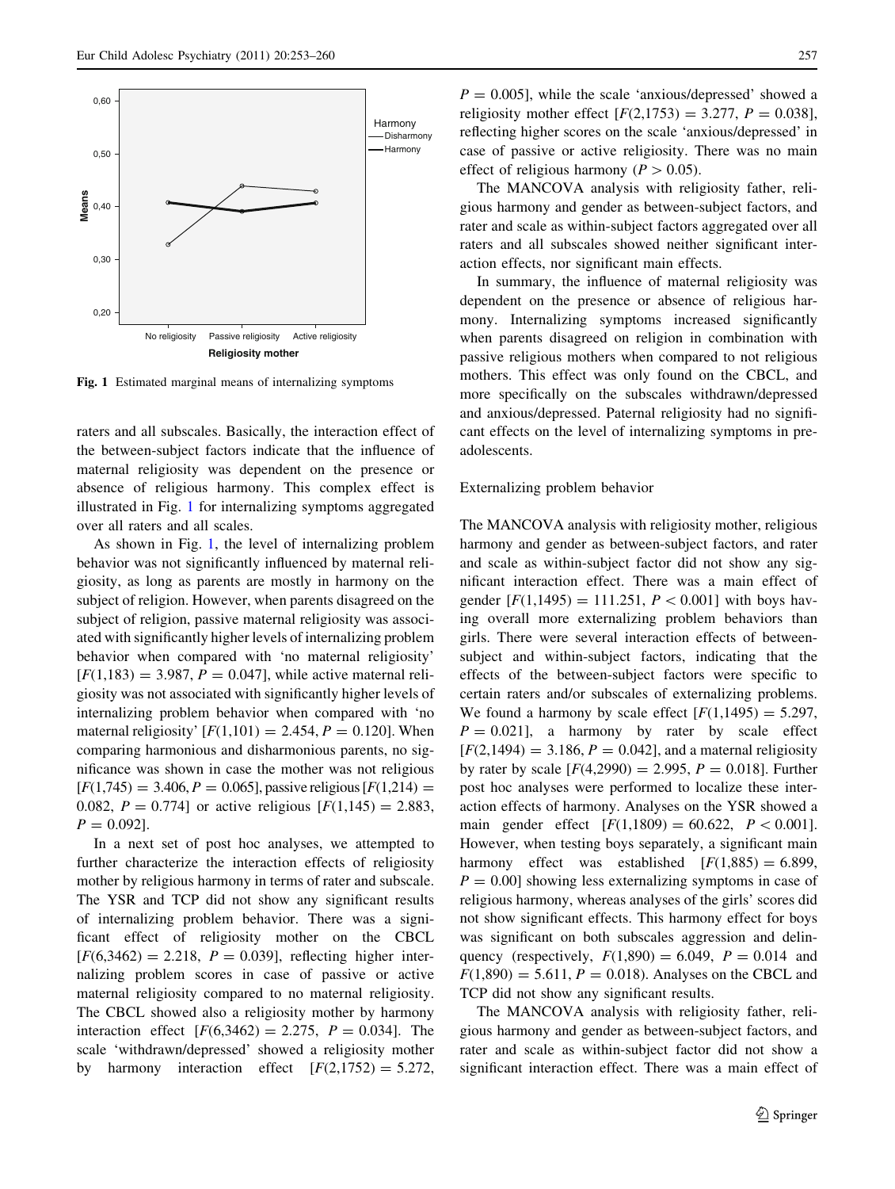Fig. 1 Estimated marginal means of internalizing symptoms

raters and all subscales. Basically, the interaction effect of the between-subject factors indicate that the influence of maternal religiosity was dependent on the presence or absence of religious harmony. This complex effect is illustrated in Fig. 1 for internalizing symptoms aggregated over all raters and all scales.

As shown in Fig. 1, the level of internalizing problem behavior was not significantly influenced by maternal religiosity, as long as parents are mostly in harmony on the subject of religion. However, when parents disagreed on the subject of religion, passive maternal religiosity was associated with significantly higher levels of internalizing problem behavior when compared with 'no maternal religiosity' [$F(1,183) = 3.987$, $P = 0.047$], while active maternal religiosity was not associated with significantly higher levels of internalizing problem behavior when compared with 'no maternal religiosity' [$F(1,101) = 2.454$, $P = 0.120$]. When comparing harmonious and disharmonious parents, no significance was shown in case the mother was not religious [$F(1,745) = 3.406$, $P = 0.065$], passive religious [$F(1,214) = 0.082$, $P = 0.774$] or active religious [$F(1,145) = 2.883$, $P = 0.092$].

In a next set of post hoc analyses, we attempted to further characterize the interaction effects of religiosity mother by religious harmony in terms of rater and subscale. The YSR and TCP did not show any significant results of internalizing problem behavior. There was a significant effect of religiosity mother on the CBCL [$F(6,3462) = 2.218$, $P = 0.039$], reflecting higher internalizing problem scores in case of passive or active maternal religiosity compared to no maternal religiosity. The CBCL showed also a religiosity mother by harmony interaction effect [$F(6,3462) = 2.275$, $P = 0.034$]. The scale 'withdrawn/depressed' showed a religiosity mother by harmony interaction effect [$F(2,1752) = 5.272$, $P = 0.005$], while the scale 'anxious/depressed' showed a religiosity mother effect [$F(2,1753) = 3.277$, $P = 0.038$], reflecting higher scores on the scale 'anxious/depressed' in case of passive or active religiosity. There was no main effect of religious harmony ($P > 0.05$).

The MANCOVA analysis with religiosity father, religious harmony and gender as between-subject factors, and rater and scale as within-subject factors aggregated over all raters and all subscales showed neither significant interaction effects, nor significant main effects.

In summary, the influence of maternal religiosity was dependent on the presence or absence of religious harmony. Internalizing symptoms increased significantly when parents disagreed on religion in combination with passive religious mothers when compared to not religious mothers. This effect was only found on the CBCL, and more specifically on the subscales withdrawn/depressed and anxious/depressed. Paternal religiosity had no significant effects on the level of internalizing symptoms in pre-adolescents.

### Externalizing problem behavior

The MANCOVA analysis with religiosity mother, religious harmony and gender as between-subject factors, and rater and scale as within-subject factor did not show any significant interaction effect. There was a main effect of gender [$F(1,1495) = 111.251$, $P < 0.001$] with boys having overall more externalizing problem behaviors than girls. There were several interaction effects of between-subject and within-subject factors, indicating that the effects of the between-subject factors were specific to certain raters and/or subscales of externalizing problems. We found a harmony by scale effect [$F(1,1495) = 5.297$, $P = 0.021$], a harmony by rater by scale effect [$F(2,1494) = 3.186$, $P = 0.042$], and a maternal religiosity by rater by scale [$F(4,2990) = 2.995$, $P = 0.018$]. Further post hoc analyses were performed to localize these interaction effects of harmony. Analyses on the YSR showed a main gender effect [$F(1,1809) = 60.622$, $P < 0.001$]. However, when testing boys separately, a significant main harmony effect was established [$F(1,885) = 6.899$, $P = 0.00$] showing less externalizing symptoms in case of religious harmony, whereas analyses of the girls' scores did not show significant effects. This harmony effect for boys was significant on both subscales aggression and delinquency (respectively, $F(1,890) = 6.049$, $P = 0.014$ and $F(1,890) = 5.611$, $P = 0.018$). Analyses on the CBCL and TCP did not show any significant results.

The MANCOVA analysis with religiosity father, religious harmony and gender as between-subject factors, and rater and scale as within-subject factor did not show a significant interaction effect. There was a main effect of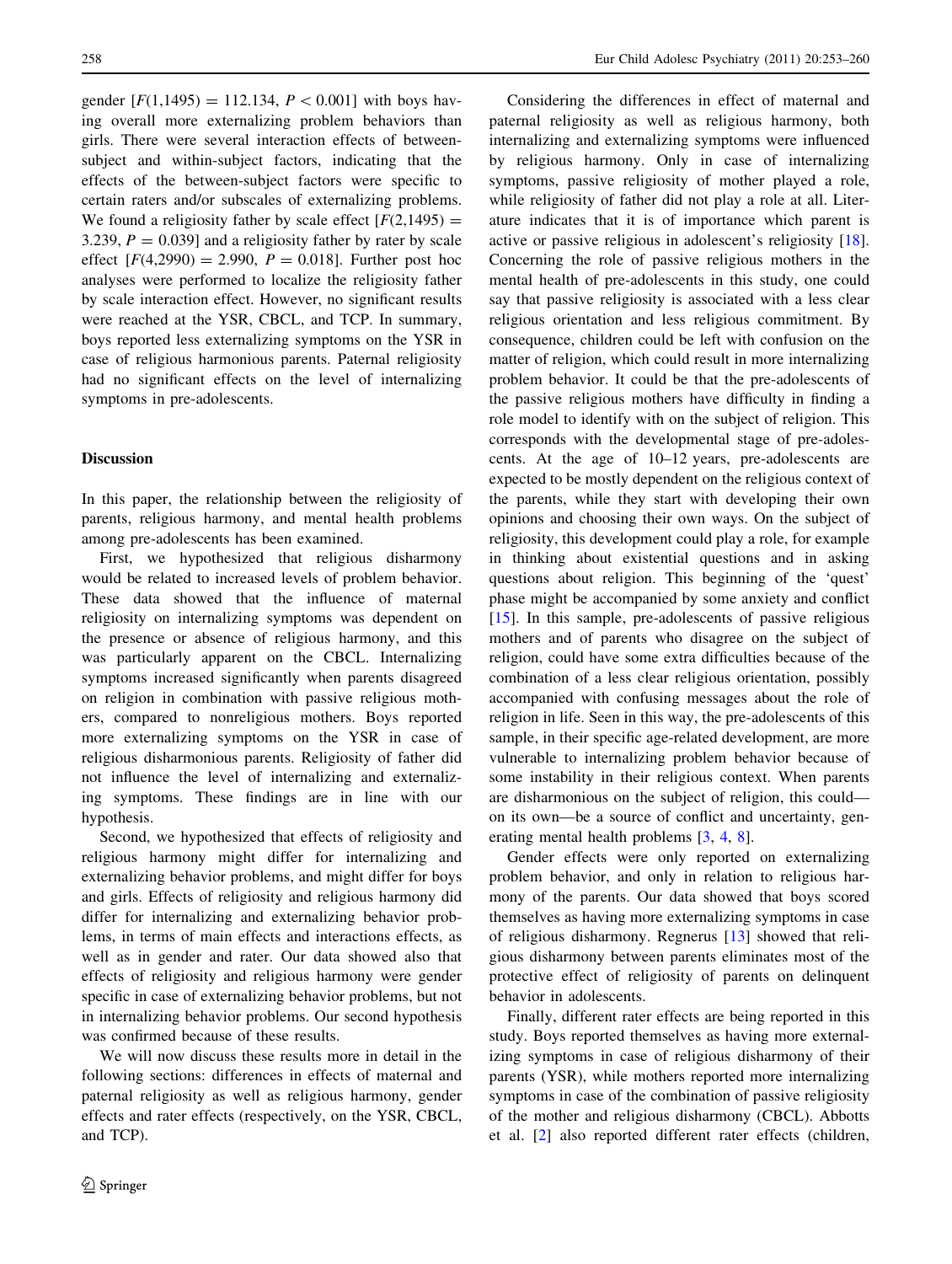gender [$F(1,1495) = 112.134$, $P < 0.001$] with boys having overall more externalizing problem behaviors than girls. There were several interaction effects of between-subject and within-subject factors, indicating that the effects of the between-subject factors were specific to certain raters and/or subscales of externalizing problems. We found a religiosity father by scale effect [$F(2,1495) = 3.239$, $P = 0.039$] and a religiosity father by rater by scale effect [$F(4,2990) = 2.990$, $P = 0.018$]. Further post hoc analyses were performed to localize the religiosity father by scale interaction effect. However, no significant results were reached at the YSR, CBCL, and TCP. In summary, boys reported less externalizing symptoms on the YSR in case of religious harmonious parents. Paternal religiosity had no significant effects on the level of internalizing symptoms in pre-adolescents.

## Discussion

In this paper, the relationship between the religiosity of parents, religious harmony, and mental health problems among pre-adolescents has been examined.

First, we hypothesized that religious disharmony would be related to increased levels of problem behavior. These data showed that the influence of maternal religiosity on internalizing symptoms was dependent on the presence or absence of religious harmony, and this was particularly apparent on the CBCL. Internalizing symptoms increased significantly when parents disagreed on religion in combination with passive religious mothers, compared to nonreligious mothers. Boys reported more externalizing symptoms on the YSR in case of religious disharmonious parents. Religiosity of father did not influence the level of internalizing and externalizing symptoms. These findings are in line with our hypothesis.

Second, we hypothesized that effects of religiosity and religious harmony might differ for internalizing and externalizing behavior problems, and might differ for boys and girls. Effects of religiosity and religious harmony did differ for internalizing and externalizing behavior problems, in terms of main effects and interactions effects, as well as in gender and rater. Our data showed also that effects of religiosity and religious harmony were gender specific in case of externalizing behavior problems, but not in internalizing behavior problems. Our second hypothesis was confirmed because of these results.

We will now discuss these results more in detail in the following sections: differences in effects of maternal and paternal religiosity as well as religious harmony, gender effects and rater effects (respectively, on the YSR, CBCL, and TCP).

Considering the differences in effect of maternal and paternal religiosity as well as religious harmony, both internalizing and externalizing symptoms were influenced by religious harmony. Only in case of internalizing symptoms, passive religiosity of mother played a role, while religiosity of father did not play a role at all. Literature indicates that it is of importance which parent is active or passive religious in adolescent's religiosity [18]. Concerning the role of passive religious mothers in the mental health of pre-adolescents in this study, one could say that passive religiosity is associated with a less clear religious orientation and less religious commitment. By consequence, children could be left with confusion on the matter of religion, which could result in more internalizing problem behavior. It could be that the pre-adolescents of the passive religious mothers have difficulty in finding a role model to identify with on the subject of religion. This corresponds with the developmental stage of pre-adolescents. At the age of 10–12 years, pre-adolescents are expected to be mostly dependent on the religious context of the parents, while they start with developing their own opinions and choosing their own ways. On the subject of religiosity, this development could play a role, for example in thinking about existential questions and in asking questions about religion. This beginning of the 'quest' phase might be accompanied by some anxiety and conflict [15]. In this sample, pre-adolescents of passive religious mothers and of parents who disagree on the subject of religion, could have some extra difficulties because of the combination of a less clear religious orientation, possibly accompanied with confusing messages about the role of religion in life. Seen in this way, the pre-adolescents of this sample, in their specific age-related development, are more vulnerable to internalizing problem behavior because of some instability in their religious context. When parents are disharmonious on the subject of religion, this could—on its own—be a source of conflict and uncertainty, generating mental health problems [3, 4, 8].

Gender effects were only reported on externalizing problem behavior, and only in relation to religious harmony of the parents. Our data showed that boys scored themselves as having more externalizing symptoms in case of religious disharmony. Regnerus [13] showed that religious disharmony between parents eliminates most of the protective effect of religiosity of parents on delinquent behavior in adolescents.

Finally, different rater effects are being reported in this study. Boys reported themselves as having more externalizing symptoms in case of religious disharmony of their parents (YSR), while mothers reported more internalizing symptoms in case of the combination of passive religiosity of the mother and religious disharmony (CBCL). Abbotts et al. [2] also reported different rater effects (children,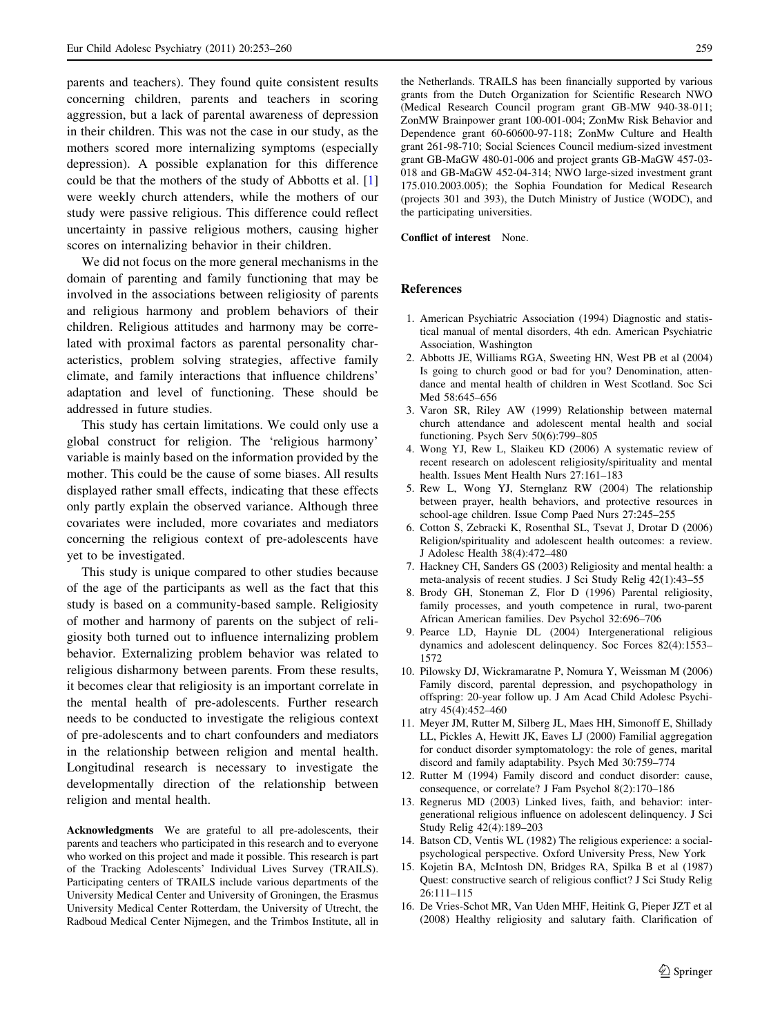parents and teachers). They found quite consistent results concerning children, parents and teachers in scoring aggression, but a lack of parental awareness of depression in their children. This was not the case in our study, as the mothers scored more internalizing symptoms (especially depression). A possible explanation for this difference could be that the mothers of the study of Abbotts et al. [1] were weekly church attenders, while the mothers of our study were passive religious. This difference could reflect uncertainty in passive religious mothers, causing higher scores on internalizing behavior in their children.

We did not focus on the more general mechanisms in the domain of parenting and family functioning that may be involved in the associations between religiosity of parents and religious harmony and problem behaviors of their children. Religious attitudes and harmony may be correlated with proximal factors as parental personality characteristics, problem solving strategies, affective family climate, and family interactions that influence childrens' adaptation and level of functioning. These should be addressed in future studies.

This study has certain limitations. We could only use a global construct for religion. The 'religious harmony' variable is mainly based on the information provided by the mother. This could be the cause of some biases. All results displayed rather small effects, indicating that these effects only partly explain the observed variance. Although three covariates were included, more covariates and mediators concerning the religious context of pre-adolescents have yet to be investigated.

This study is unique compared to other studies because of the age of the participants as well as the fact that this study is based on a community-based sample. Religiosity of mother and harmony of parents on the subject of religiosity both turned out to influence internalizing problem behavior. Externalizing problem behavior was related to religious disharmony between parents. From these results, it becomes clear that religiosity is an important correlate in the mental health of pre-adolescents. Further research needs to be conducted to investigate the religious context of pre-adolescents and to chart confounders and mediators in the relationship between religion and mental health. Longitudinal research is necessary to investigate the developmentally direction of the relationship between religion and mental health.

**Acknowledgments** We are grateful to all pre-adolescents, their parents and teachers who participated in this research and to everyone who worked on this project and made it possible. This research is part of the Tracking Adolescents' Individual Lives Survey (TRAILS). Participating centers of TRAILS include various departments of the University Medical Center and University of Groningen, the Erasmus University Medical Center Rotterdam, the University of Utrecht, the Radboud Medical Center Nijmegen, and the Trimbos Institute, all in the Netherlands. TRAILS has been financially supported by various grants from the Dutch Organization for Scientific Research NWO (Medical Research Council program grant GB-MW 940-38-011; ZonMW Brainpower grant 100-001-004; ZonMw Risk Behavior and Dependence grant 60-60600-97-118; ZonMw Culture and Health grant 261-98-710; Social Sciences Council medium-sized investment grant GB-MaGW 480-01-006 and project grants GB-MaGW 457-03-018 and GB-MaGW 452-04-314; NWO large-sized investment grant 175.010.2003.005); the Sophia Foundation for Medical Research (projects 301 and 393), the Dutch Ministry of Justice (WODC), and the participating universities.

**Conflict of interest** None.

## References

1. American Psychiatric Association (1994) Diagnostic and statistical manual of mental disorders, 4th edn. American Psychiatric Association, Washington
2. Abbotts JE, Williams RGA, Sweeting HN, West PB et al (2004) Is going to church good or bad for you? Denomination, attendance and mental health of children in West Scotland. Soc Sci Med 58:645–656
3. Varon SR, Riley AW (1999) Relationship between maternal church attendance and adolescent mental health and social functioning. Psych Serv 50(6):799–805
4. Wong YJ, Rew L, Slaikeu KD (2006) A systematic review of recent research on adolescent religiosity/spirituality and mental health. Issues Ment Health Nurs 27:161–183
5. Rew L, Wong YJ, Sternglanz RW (2004) The relationship between prayer, health behaviors, and protective resources in school-age children. Issue Comp Paed Nurs 27:245–255
6. Cotton S, Zebracki K, Rosenthal SL, Tsevat J, Drotar D (2006) Religion/spirituality and adolescent health outcomes: a review. J Adolesc Health 38(4):472–480
7. Hackney CH, Sanders GS (2003) Religiosity and mental health: a meta-analysis of recent studies. J Sci Study Relig 42(1):43–55
8. Brody GH, Stoneman Z, Flor D (1996) Parental religiosity, family processes, and youth competence in rural, two-parent African American families. Dev Psychol 32:696–706
9. Pearce LD, Haynie DL (2004) Intergenerational religious dynamics and adolescent delinquency. Soc Forces 82(4):1553–1572
10. Pilowsky DJ, Wickramaratne P, Nomura Y, Weissman M (2006) Family discord, parental depression, and psychopathology in offspring: 20-year follow up. J Am Acad Child Adolesc Psychiatry 45(4):452–460
11. Meyer JM, Rutter M, Silberg JL, Maes HH, Simonoff E, Shillady LL, Pickles A, Hewitt JK, Eaves LJ (2000) Familial aggregation for conduct disorder symptomatology: the role of genes, marital discord and family adaptability. Psych Med 30:759–774
12. Rutter M (1994) Family discord and conduct disorder: cause, consequence, or correlate? J Fam Psychol 8(2):170–186
13. Regnerus MD (2003) Linked lives, faith, and behavior: intergenerational religious influence on adolescent delinquency. J Sci Study Relig 42(4):189–203
14. Batson CD, Ventis WL (1982) The religious experience: a social-psychological perspective. Oxford University Press, New York
15. Kojetin BA, McIntosh DN, Bridges RA, Spilka B et al (1987) Quest: constructive search of religious conflict? J Sci Study Relig 26:111–115
16. De Vries-Schot MR, Van Uden MHF, Heitink G, Pieper JZT et al (2008) Healthy religiosity and salutary faith. Clarification of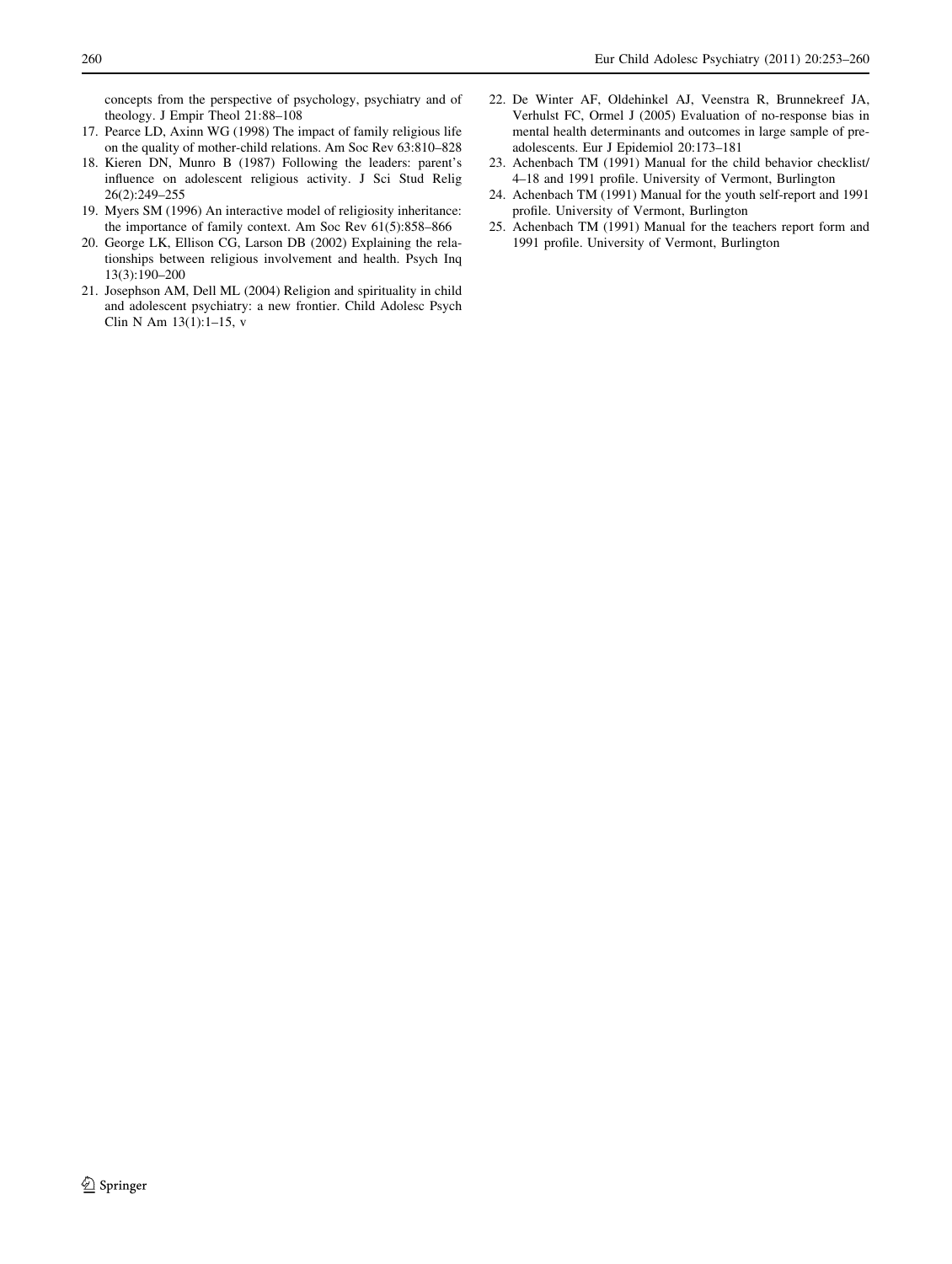concepts from the perspective of psychology, psychiatry and of theology. J Empir Theol 21:88–108

17. Pearce LD, Axinn WG (1998) The impact of family religious life on the quality of mother-child relations. Am Soc Rev 63:810–828
18. Kieren DN, Munro B (1987) Following the leaders: parent's influence on adolescent religious activity. J Sci Stud Relig 26(2):249–255
19. Myers SM (1996) An interactive model of religiosity inheritance: the importance of family context. Am Soc Rev 61(5):858–866
20. George LK, Ellison CG, Larson DB (2002) Explaining the relationships between religious involvement and health. Psych Inq 13(3):190–200
21. Josephson AM, Dell ML (2004) Religion and spirituality in child and adolescent psychiatry: a new frontier. Child Adolesc Psych Clin N Am 13(1):1–15, v
22. De Winter AF, Oldehinkel AJ, Veenstra R, Brunnekreef JA, Verhulst FC, Ormel J (2005) Evaluation of no-response bias in mental health determinants and outcomes in large sample of pre-adolescents. Eur J Epidemiol 20:173–181
23. Achenbach TM (1991) Manual for the child behavior checklist/4–18 and 1991 profile. University of Vermont, Burlington
24. Achenbach TM (1991) Manual for the youth self-report and 1991 profile. University of Vermont, Burlington
25. Achenbach TM (1991) Manual for the teachers report form and 1991 profile. University of Vermont, Burlington